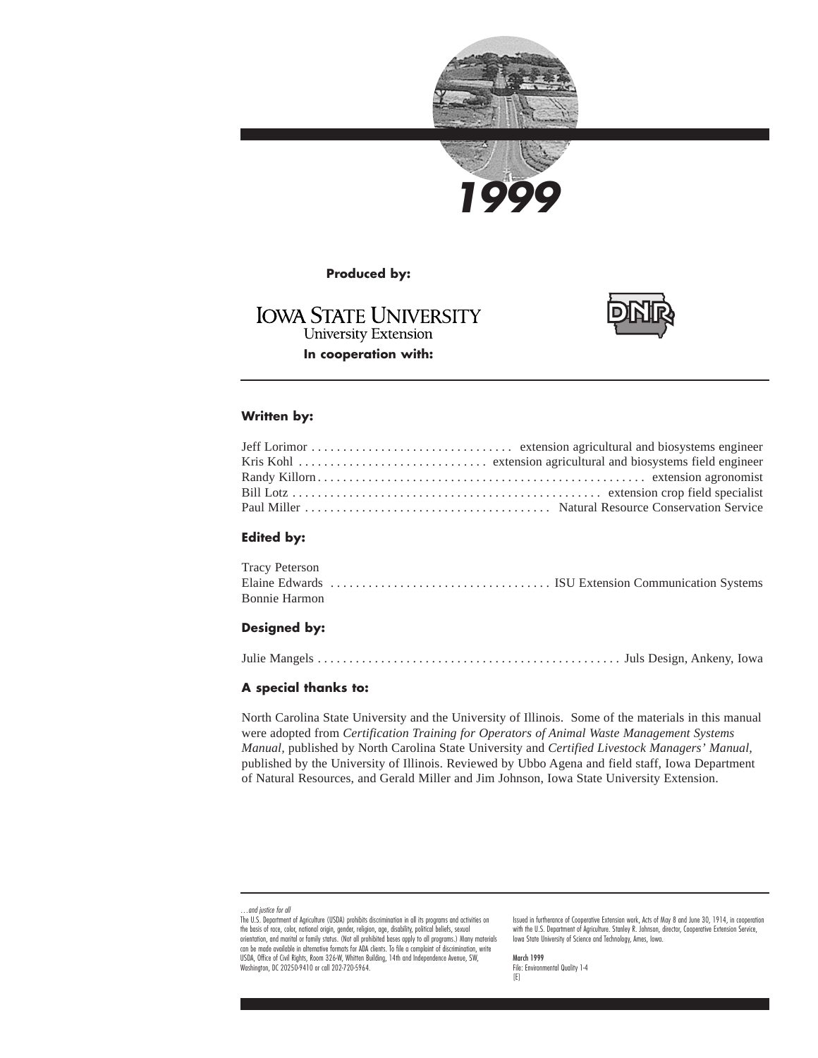# 1999

**Produced by:**

IOWA STATE UNIVERSITY
University Extension

**In cooperation with:**

DNR

---

**Written by:**

Jeff Lorimor . . . . . . . . . . . . . . . . . . . . . . . . . . . . . . . extension agricultural and biosystems engineer
Kris Kohl . . . . . . . . . . . . . . . . . . . . . . . . . . . . . extension agricultural and biosystems field engineer
Randy Killorn. . . . . . . . . . . . . . . . . . . . . . . . . . . . . . . . . . . . . . . . . . . . . . . . . . . . extension agronomist
Bill Lotz . . . . . . . . . . . . . . . . . . . . . . . . . . . . . . . . . . . . . . . . . . . . . . . . . extension crop field specialist
Paul Miller . . . . . . . . . . . . . . . . . . . . . . . . . . . . . . . . . . . . . . . Natural Resource Conservation Service

**Edited by:**

Tracy Peterson
Elaine Edwards . . . . . . . . . . . . . . . . . . . . . . . . . . . . . . . . . . ISU Extension Communication Systems
Bonnie Harmon

**Designed by:**

Julie Mangels . . . . . . . . . . . . . . . . . . . . . . . . . . . . . . . . . . . . . . . . . . . . . . . . Juls Design, Ankeny, Iowa

**A special thanks to:**

North Carolina State University and the University of Illinois. Some of the materials in this manual were adopted from *Certification Training for Operators of Animal Waste Management Systems Manual,* published by North Carolina State University and *Certified Livestock Managers' Manual,* published by the University of Illinois. Reviewed by Ubbo Agena and field staff, Iowa Department of Natural Resources, and Gerald Miller and Jim Johnson, Iowa State University Extension.

---

*…and justice for all*
The U.S. Department of Agriculture (USDA) prohibits discrimination in all its programs and activities on the basis of race, color, national origin, gender, religion, age, disability, political beliefs, sexual orientation, and marital or family status. (Not all prohibited bases apply to all programs.) Many materials can be made available in alternative formats for ADA clients. To file a complaint of discrimination, write USDA, Office of Civil Rights, Room 326-W, Whitten Building, 14th and Independence Avenue, SW, Washington, DC 20250-9410 or call 202-720-5964.

Issued in furtherance of Cooperative Extension work, Acts of May 8 and June 30, 1914, in cooperation with the U.S. Department of Agriculture. Stanley R. Johnson, director, Cooperative Extension Service, Iowa State University of Science and Technology, Ames, Iowa.

March 1999
File: Environmental Quality 1-4
[E]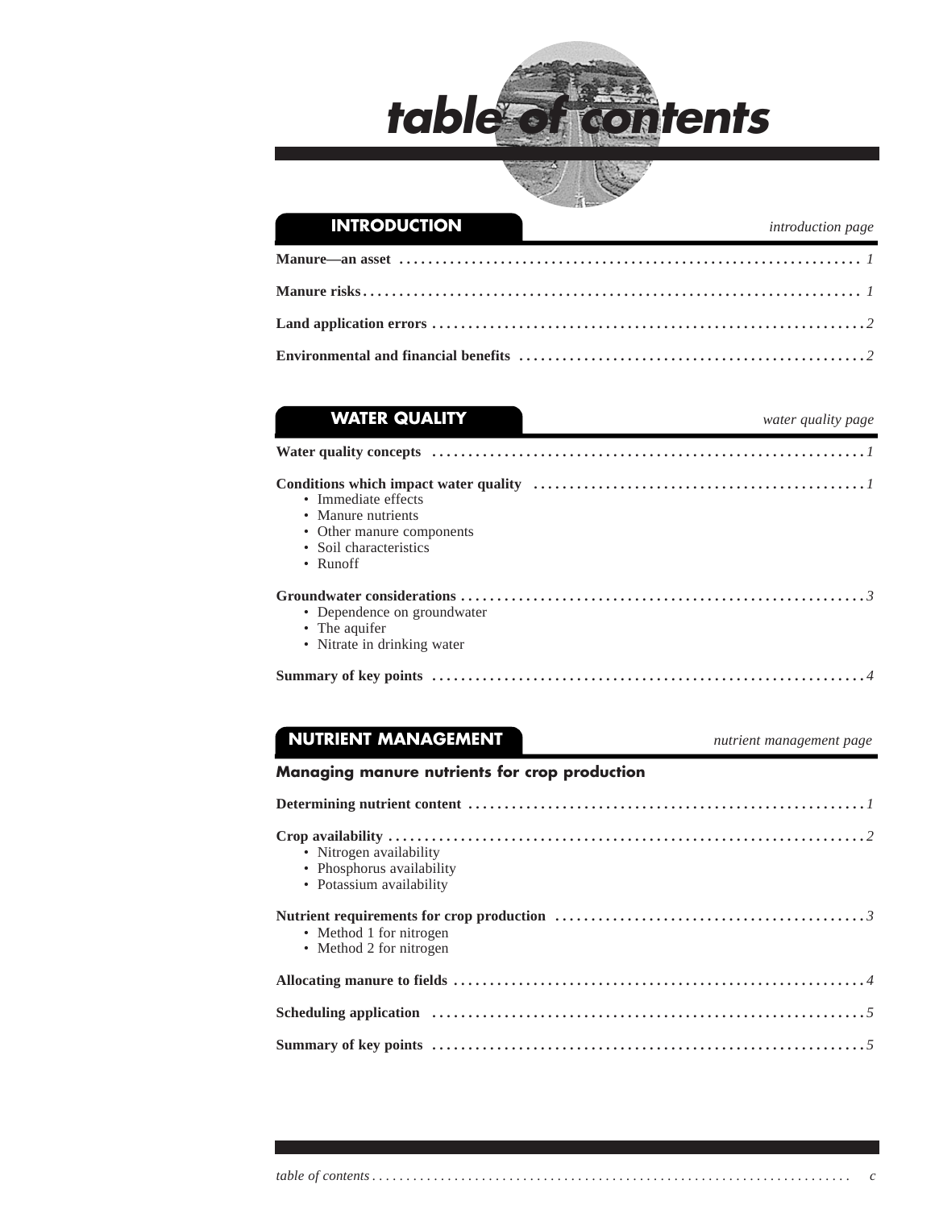# table of contents

## INTRODUCTION

*introduction page*

**Manure—an asset** ........ *1*

**Manure risks** ........ *1*

**Land application errors** ........ *2*

**Environmental and financial benefits** ........ *2*

## WATER QUALITY

*water quality page*

**Water quality concepts** ........ *1*

**Conditions which impact water quality** ........ *1*

- Immediate effects
- Manure nutrients
- Other manure components
- Soil characteristics
- Runoff

**Groundwater considerations** ........ *3*

- Dependence on groundwater
- The aquifer
- Nitrate in drinking water

**Summary of key points** ........ *4*

## NUTRIENT MANAGEMENT

*nutrient management page*

### Managing manure nutrients for crop production

**Determining nutrient content** ........ *1*

**Crop availability** ........ *2*

- Nitrogen availability
- Phosphorus availability
- Potassium availability

**Nutrient requirements for crop production** ........ *3*

- Method 1 for nitrogen
- Method 2 for nitrogen

**Allocating manure to fields** ........ *4*

**Scheduling application** ........ *5*

**Summary of key points** ........ *5*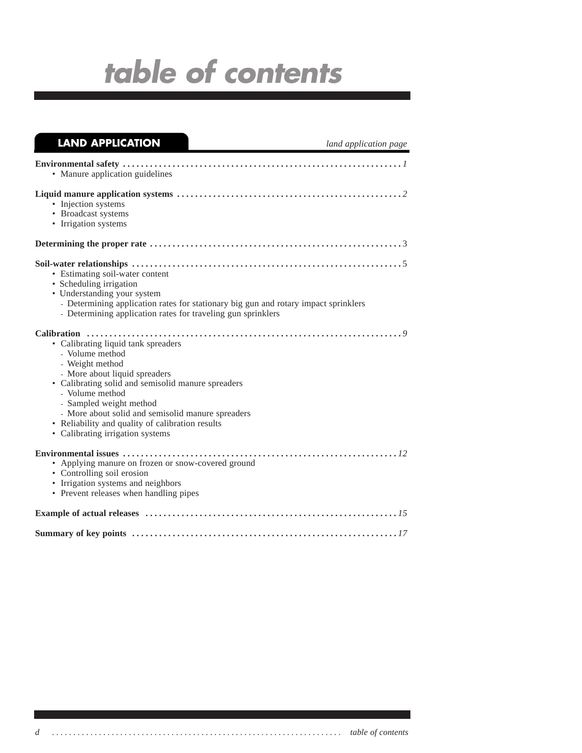# table of contents

## LAND APPLICATION

*land application page*

**Environmental safety** ........................................ *1*
- Manure application guidelines

**Liquid manure application systems** ........................................ *2*
- Injection systems
- Broadcast systems
- Irrigation systems

**Determining the proper rate** ........................................ 3

**Soil-water relationships** ........................................ 5
- Estimating soil-water content
- Scheduling irrigation
- Understanding your system
  - Determining application rates for stationary big gun and rotary impact sprinklers
  - Determining application rates for traveling gun sprinklers

**Calibration** ........................................ *9*
- Calibrating liquid tank spreaders
  - Volume method
  - Weight method
  - More about liquid spreaders
- Calibrating solid and semisolid manure spreaders
  - Volume method
  - Sampled weight method
  - More about solid and semisolid manure spreaders
- Reliability and quality of calibration results
- Calibrating irrigation systems

**Environmental issues** ........................................ *12*
- Applying manure on frozen or snow-covered ground
- Controlling soil erosion
- Irrigation systems and neighbors
- Prevent releases when handling pipes

**Example of actual releases** ........................................ *15*

**Summary of key points** ........................................ *17*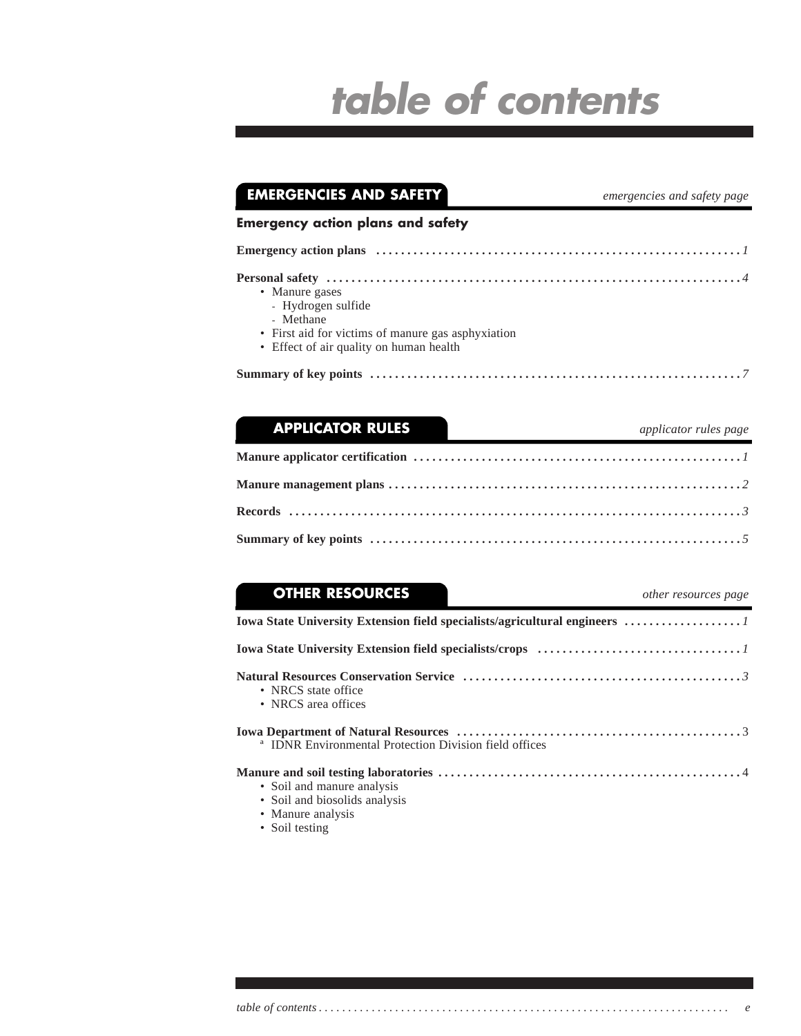# table of contents

## EMERGENCIES AND SAFETY

*emergencies and safety page*

### Emergency action plans and safety

**Emergency action plans** ........................................................ *1*

**Personal safety** ........................................................ *4*

- Manure gases
  - Hydrogen sulfide
  - Methane
- First aid for victims of manure gas asphyxiation
- Effect of air quality on human health

**Summary of key points** ........................................................ *7*

## APPLICATOR RULES

*applicator rules page*

**Manure applicator certification** ........................................................ *1*

**Manure management plans** ........................................................ *2*

**Records** ........................................................ *3*

**Summary of key points** ........................................................ *5*

## OTHER RESOURCES

*other resources page*

**Iowa State University Extension field specialists/agricultural engineers** .................. *1*

**Iowa State University Extension field specialists/crops** .................. *1*

**Natural Resources Conservation Service** ........................................................ *3*

- NRCS state office
- NRCS area offices

**Iowa Department of Natural Resources** ........................................................ 3

- IDNR Environmental Protection Division field offices

**Manure and soil testing laboratories** ........................................................ 4

- Soil and manure analysis
- Soil and biosolids analysis
- Manure analysis
- Soil testing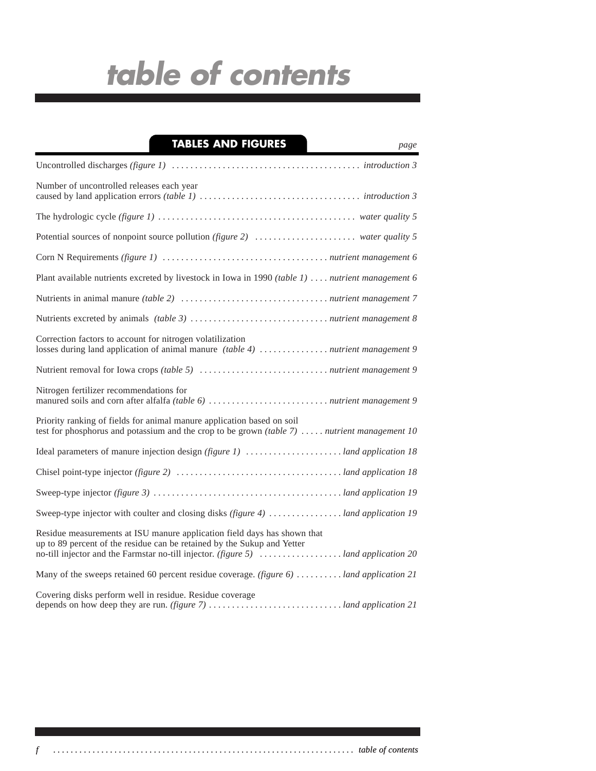# table of contents

## TABLES AND FIGURES

| | page |
|---|---|
| Uncontrolled discharges *(figure 1)* | *introduction 3* |
| Number of uncontrolled releases each year caused by land application errors *(table 1)* | *introduction 3* |
| The hydrologic cycle *(figure 1)* | *water quality 5* |
| Potential sources of nonpoint source pollution *(figure 2)* | *water quality 5* |
| Corn N Requirements *(figure 1)* | *nutrient management 6* |
| Plant available nutrients excreted by livestock in Iowa in 1990 *(table 1)* | *nutrient management 6* |
| Nutrients in animal manure *(table 2)* | *nutrient management 7* |
| Nutrients excreted by animals *(table 3)* | *nutrient management 8* |
| Correction factors to account for nitrogen volatilization losses during land application of animal manure *(table 4)* | *nutrient management 9* |
| Nutrient removal for Iowa crops *(table 5)* | *nutrient management 9* |
| Nitrogen fertilizer recommendations for manured soils and corn after alfalfa *(table 6)* | *nutrient management 9* |
| Priority ranking of fields for animal manure application based on soil test for phosphorus and potassium and the crop to be grown *(table 7)* | *nutrient management 10* |
| Ideal parameters of manure injection design *(figure 1)* | *land application 18* |
| Chisel point-type injector *(figure 2)* | *land application 18* |
| Sweep-type injector *(figure 3)* | *land application 19* |
| Sweep-type injector with coulter and closing disks *(figure 4)* | *land application 19* |
| Residue measurements at ISU manure application field days has shown that up to 89 percent of the residue can be retained by the Sukup and Yetter no-till injector and the Farmstar no-till injector. *(figure 5)* | *land application 20* |
| Many of the sweeps retained 60 percent residue coverage. *(figure 6)* | *land application 21* |
| Covering disks perform well in residue. Residue coverage depends on how deep they are run. *(figure 7)* | *land application 21* |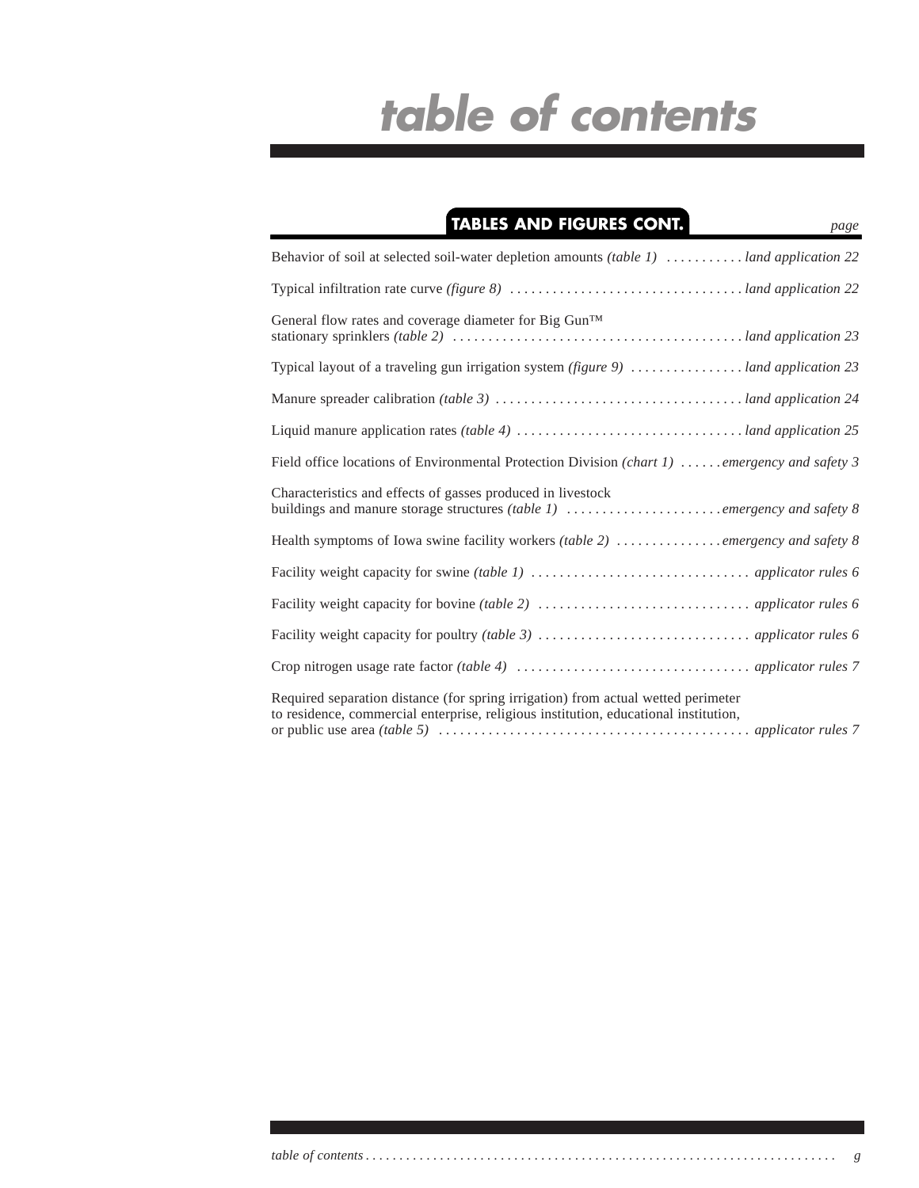# table of contents

## TABLES AND FIGURES CONT.

*page*

Behavior of soil at selected soil-water depletion amounts *(table 1)* . . . . . . . . . . . *land application 22*

Typical infiltration rate curve *(figure 8)* . . . . . . . . . . . . . . . . . . . . . . . . . . . . . . . . *land application 22*

General flow rates and coverage diameter for Big Gun™ stationary sprinklers *(table 2)* . . . . . . . . . . . . . . . . . . . . . . . . . . . . . . . . . . . . . . . . *land application 23*

Typical layout of a traveling gun irrigation system *(figure 9)* . . . . . . . . . . . . . . . . *land application 23*

Manure spreader calibration *(table 3)* . . . . . . . . . . . . . . . . . . . . . . . . . . . . . . . . . . . *land application 24*

Liquid manure application rates *(table 4)* . . . . . . . . . . . . . . . . . . . . . . . . . . . . . . . . *land application 25*

Field office locations of Environmental Protection Division *(chart 1)* . . . . . . *emergency and safety 3*

Characteristics and effects of gasses produced in livestock buildings and manure storage structures *(table 1)* . . . . . . . . . . . . . . . . . . . . . . *emergency and safety 8*

Health symptoms of Iowa swine facility workers *(table 2)* . . . . . . . . . . . . . . . *emergency and safety 8*

Facility weight capacity for swine *(table 1)* . . . . . . . . . . . . . . . . . . . . . . . . . . . . . . . *applicator rules 6*

Facility weight capacity for bovine *(table 2)* . . . . . . . . . . . . . . . . . . . . . . . . . . . . . . *applicator rules 6*

Facility weight capacity for poultry *(table 3)* . . . . . . . . . . . . . . . . . . . . . . . . . . . . . . *applicator rules 6*

Crop nitrogen usage rate factor *(table 4)* . . . . . . . . . . . . . . . . . . . . . . . . . . . . . . . . . *applicator rules 7*

Required separation distance (for spring irrigation) from actual wetted perimeter to residence, commercial enterprise, religious institution, educational institution, or public use area *(table 5)* . . . . . . . . . . . . . . . . . . . . . . . . . . . . . . . . . . . . . . . . . . . . *applicator rules 7*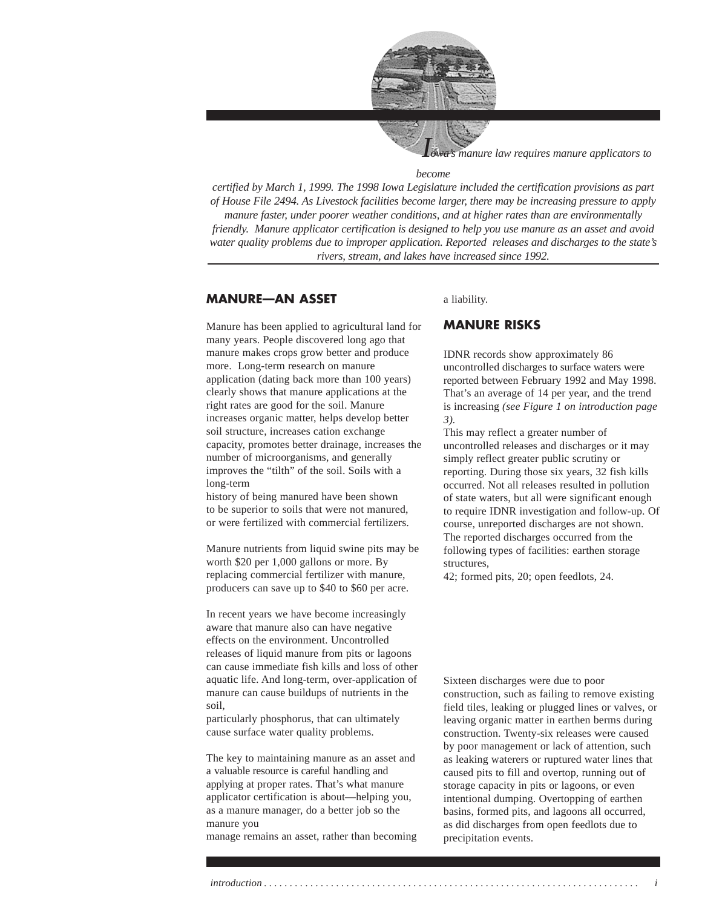*Iowa's manure law requires manure applicators to become certified by March 1, 1999. The 1998 Iowa Legislature included the certification provisions as part of House File 2494. As Livestock facilities become larger, there may be increasing pressure to apply manure faster, under poorer weather conditions, and at higher rates than are environmentally friendly. Manure applicator certification is designed to help you use manure as an asset and avoid water quality problems due to improper application. Reported releases and discharges to the state's rivers, stream, and lakes have increased since 1992.*

## MANURE—AN ASSET

Manure has been applied to agricultural land for many years. People discovered long ago that manure makes crops grow better and produce more. Long-term research on manure application (dating back more than 100 years) clearly shows that manure applications at the right rates are good for the soil. Manure increases organic matter, helps develop better soil structure, increases cation exchange capacity, promotes better drainage, increases the number of microorganisms, and generally improves the "tilth" of the soil. Soils with a long-term history of being manured have been shown to be superior to soils that were not manured, or were fertilized with commercial fertilizers.

Manure nutrients from liquid swine pits may be worth $20 per 1,000 gallons or more. By replacing commercial fertilizer with manure, producers can save up to $40 to $60 per acre.

In recent years we have become increasingly aware that manure also can have negative effects on the environment. Uncontrolled releases of liquid manure from pits or lagoons can cause immediate fish kills and loss of other aquatic life. And long-term, over-application of manure can cause buildups of nutrients in the soil, particularly phosphorus, that can ultimately cause surface water quality problems.

The key to maintaining manure as an asset and a valuable resource is careful handling and applying at proper rates. That's what manure applicator certification is about—helping you, as a manure manager, do a better job so the manure you manage remains an asset, rather than becoming a liability.

## MANURE RISKS

IDNR records show approximately 86 uncontrolled discharges to surface waters were reported between February 1992 and May 1998. That's an average of 14 per year, and the trend is increasing *(see Figure 1 on introduction page 3)*.
This may reflect a greater number of uncontrolled releases and discharges or it may simply reflect greater public scrutiny or reporting. During those six years, 32 fish kills occurred. Not all releases resulted in pollution of state waters, but all were significant enough to require IDNR investigation and follow-up. Of course, unreported discharges are not shown. The reported discharges occurred from the following types of facilities: earthen storage structures, 42; formed pits, 20; open feedlots, 24.

Sixteen discharges were due to poor construction, such as failing to remove existing field tiles, leaking or plugged lines or valves, or leaving organic matter in earthen berms during construction. Twenty-six releases were caused by poor management or lack of attention, such as leaking waterers or ruptured water lines that caused pits to fill and overtop, running out of storage capacity in pits or lagoons, or even intentional dumping. Overtopping of earthen basins, formed pits, and lagoons all occurred, as did discharges from open feedlots due to precipitation events.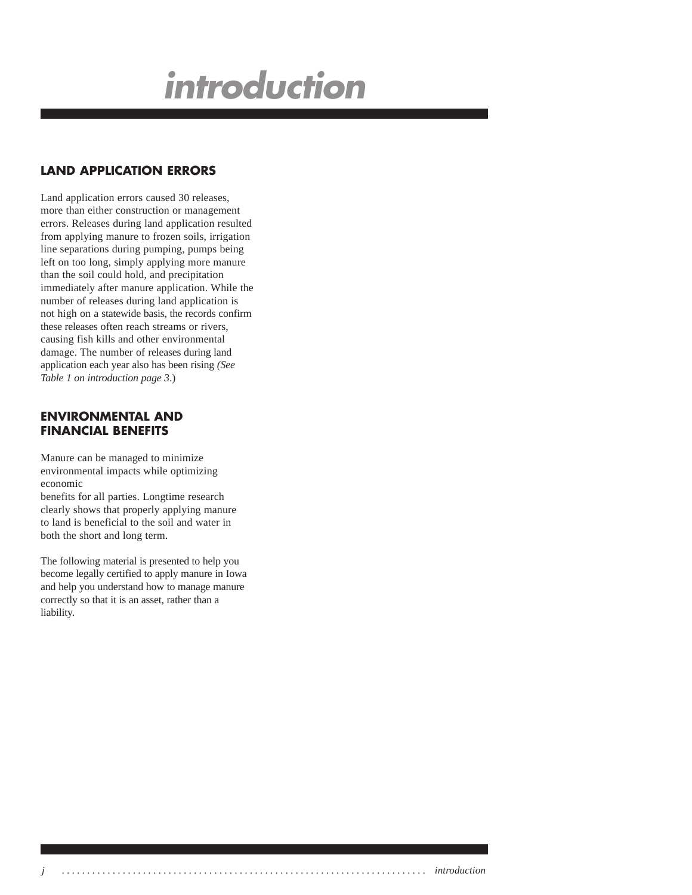# introduction

## LAND APPLICATION ERRORS

Land application errors caused 30 releases, more than either construction or management errors. Releases during land application resulted from applying manure to frozen soils, irrigation line separations during pumping, pumps being left on too long, simply applying more manure than the soil could hold, and precipitation immediately after manure application. While the number of releases during land application is not high on a statewide basis, the records confirm these releases often reach streams or rivers, causing fish kills and other environmental damage. The number of releases during land application each year also has been rising *(See Table 1 on introduction page 3*.)

## ENVIRONMENTAL AND FINANCIAL BENEFITS

Manure can be managed to minimize environmental impacts while optimizing economic benefits for all parties. Longtime research clearly shows that properly applying manure to land is beneficial to the soil and water in both the short and long term.

The following material is presented to help you become legally certified to apply manure in Iowa and help you understand how to manage manure correctly so that it is an asset, rather than a liability.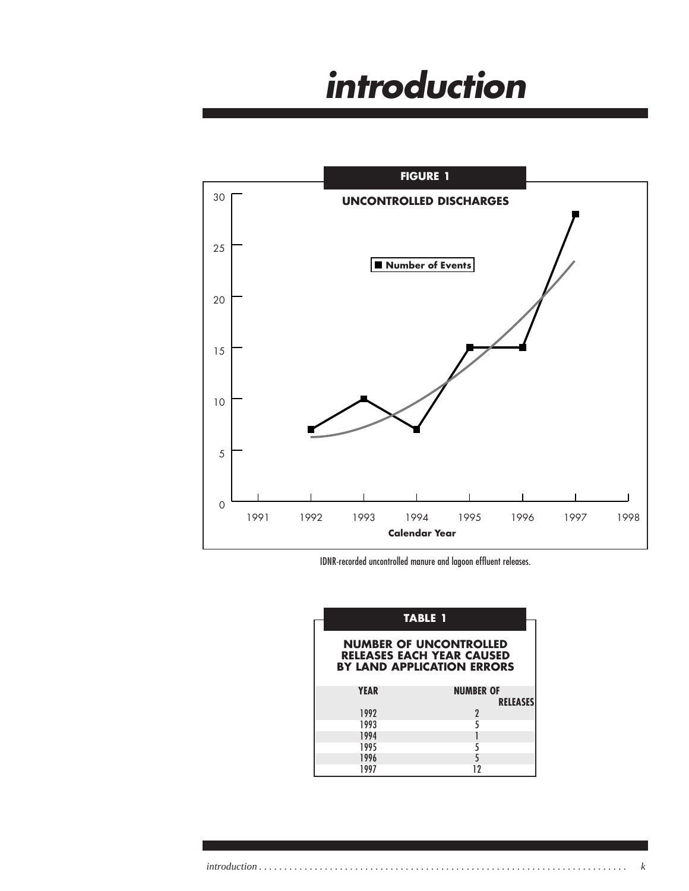# introduction

FIGURE 1

UNCONTROLLED DISCHARGES

Number of Events

30
25
20
15
10
5
0

1991 1992 1993 1994 1995 1996 1997 1998

Calendar Year

IDNR-recorded uncontrolled manure and lagoon effluent releases.

**TABLE 1**

**NUMBER OF UNCONTROLLED RELEASES EACH YEAR CAUSED BY LAND APPLICATION ERRORS**

| YEAR | NUMBER OF RELEASES |
|---|---|
| 1992 | 2 |
| 1993 | 5 |
| 1994 | 1 |
| 1995 | 5 |
| 1996 | 5 |
| 1997 | 12 |